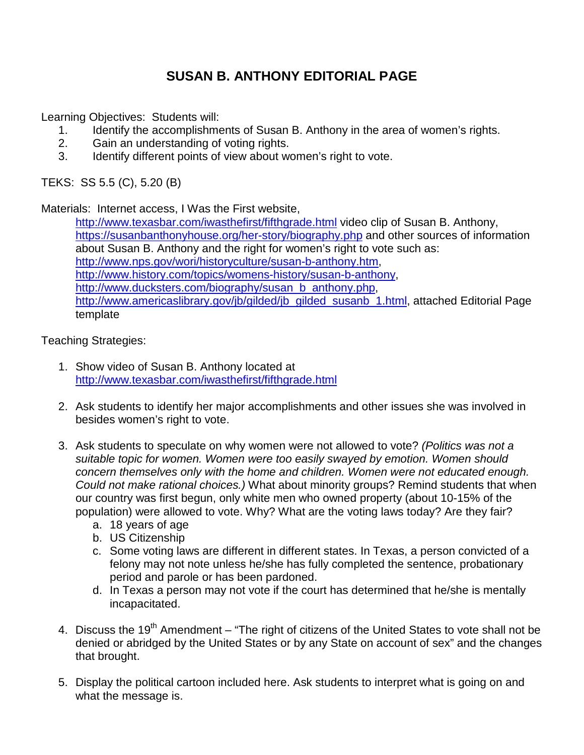# SUSAN B. ANTHONY EDITORIAL PAGE

Learning Objectives: Students will:

1. Identify the accomplishments of Susan B. Anthony in the area of women's rights.
2. Gain an understanding of voting rights.
3. Identify different points of view about women's right to vote.

TEKS: SS 5.5 (C), 5.20 (B)

Materials: Internet access, I Was the First website, http://www.texasbar.com/iwasthefirst/fifthgrade.html video clip of Susan B. Anthony, https://susanbanthonyhouse.org/her-story/biography.php and other sources of information about Susan B. Anthony and the right for women's right to vote such as: http://www.nps.gov/wori/historyculture/susan-b-anthony.htm, http://www.history.com/topics/womens-history/susan-b-anthony, http://www.ducksters.com/biography/susan_b_anthony.php, http://www.americaslibrary.gov/jb/gilded/jb_gilded_susanb_1.html, attached Editorial Page template

Teaching Strategies:

1. Show video of Susan B. Anthony located at http://www.texasbar.com/iwasthefirst/fifthgrade.html

2. Ask students to identify her major accomplishments and other issues she was involved in besides women's right to vote.

3. Ask students to speculate on why women were not allowed to vote? *(Politics was not a suitable topic for women. Women were too easily swayed by emotion. Women should concern themselves only with the home and children. Women were not educated enough. Could not make rational choices.)* What about minority groups? Remind students that when our country was first begun, only white men who owned property (about 10-15% of the population) were allowed to vote. Why? What are the voting laws today? Are they fair?
   a. 18 years of age
   b. US Citizenship
   c. Some voting laws are different in different states. In Texas, a person convicted of a felony may not note unless he/she has fully completed the sentence, probationary period and parole or has been pardoned.
   d. In Texas a person may not vote if the court has determined that he/she is mentally incapacitated.

4. Discuss the 19th Amendment – "The right of citizens of the United States to vote shall not be denied or abridged by the United States or by any State on account of sex" and the changes that brought.

5. Display the political cartoon included here. Ask students to interpret what is going on and what the message is.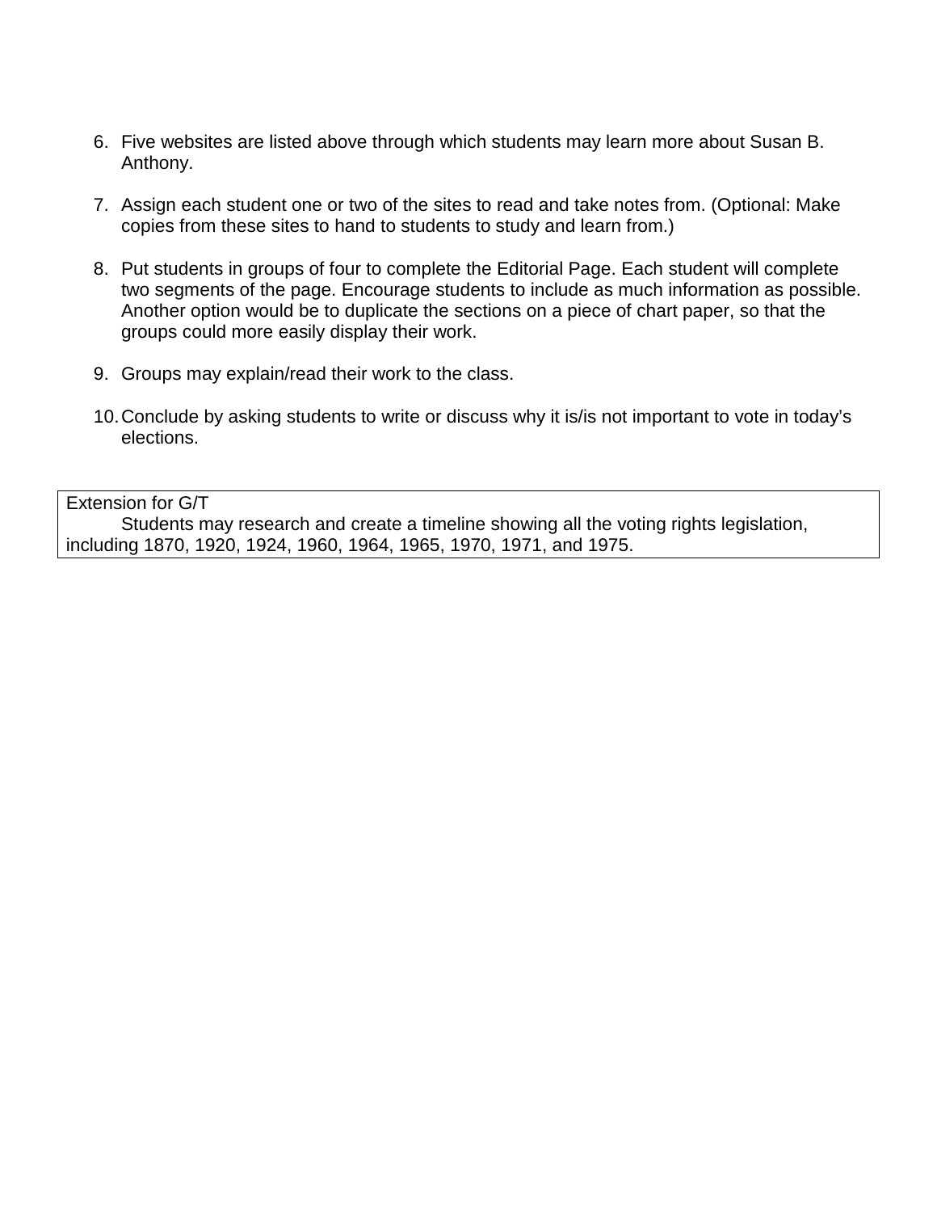6. Five websites are listed above through which students may learn more about Susan B. Anthony.

7. Assign each student one or two of the sites to read and take notes from. (Optional: Make copies from these sites to hand to students to study and learn from.)

8. Put students in groups of four to complete the Editorial Page. Each student will complete two segments of the page. Encourage students to include as much information as possible. Another option would be to duplicate the sections on a piece of chart paper, so that the groups could more easily display their work.

9. Groups may explain/read their work to the class.

10. Conclude by asking students to write or discuss why it is/is not important to vote in today's elections.

| Extension for G/T<br>Students may research and create a timeline showing all the voting rights legislation, including 1870, 1920, 1924, 1960, 1964, 1965, 1970, 1971, and 1975. |
|---|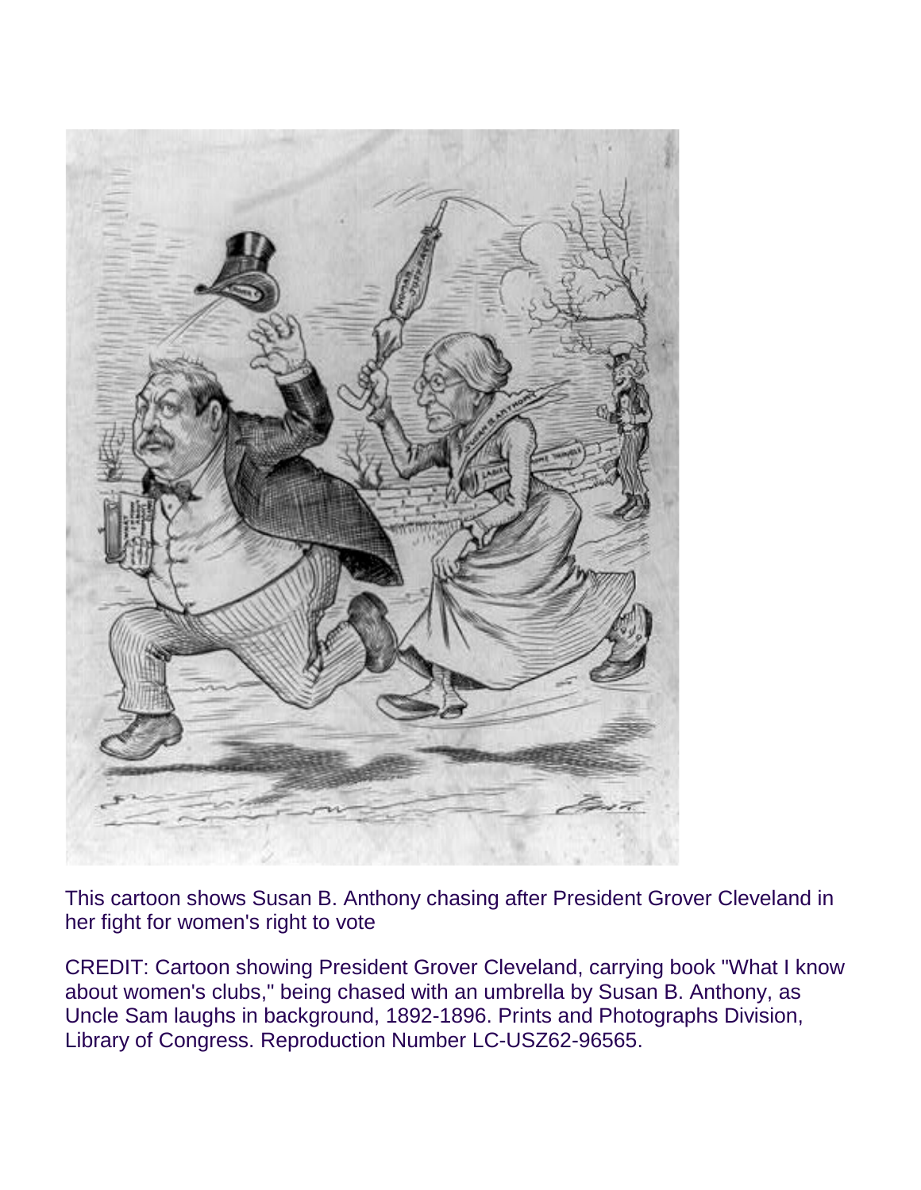This cartoon shows Susan B. Anthony chasing after President Grover Cleveland in her fight for women's right to vote

CREDIT: Cartoon showing President Grover Cleveland, carrying book "What I know about women's clubs," being chased with an umbrella by Susan B. Anthony, as Uncle Sam laughs in background, 1892-1896. Prints and Photographs Division, Library of Congress. Reproduction Number LC-USZ62-96565.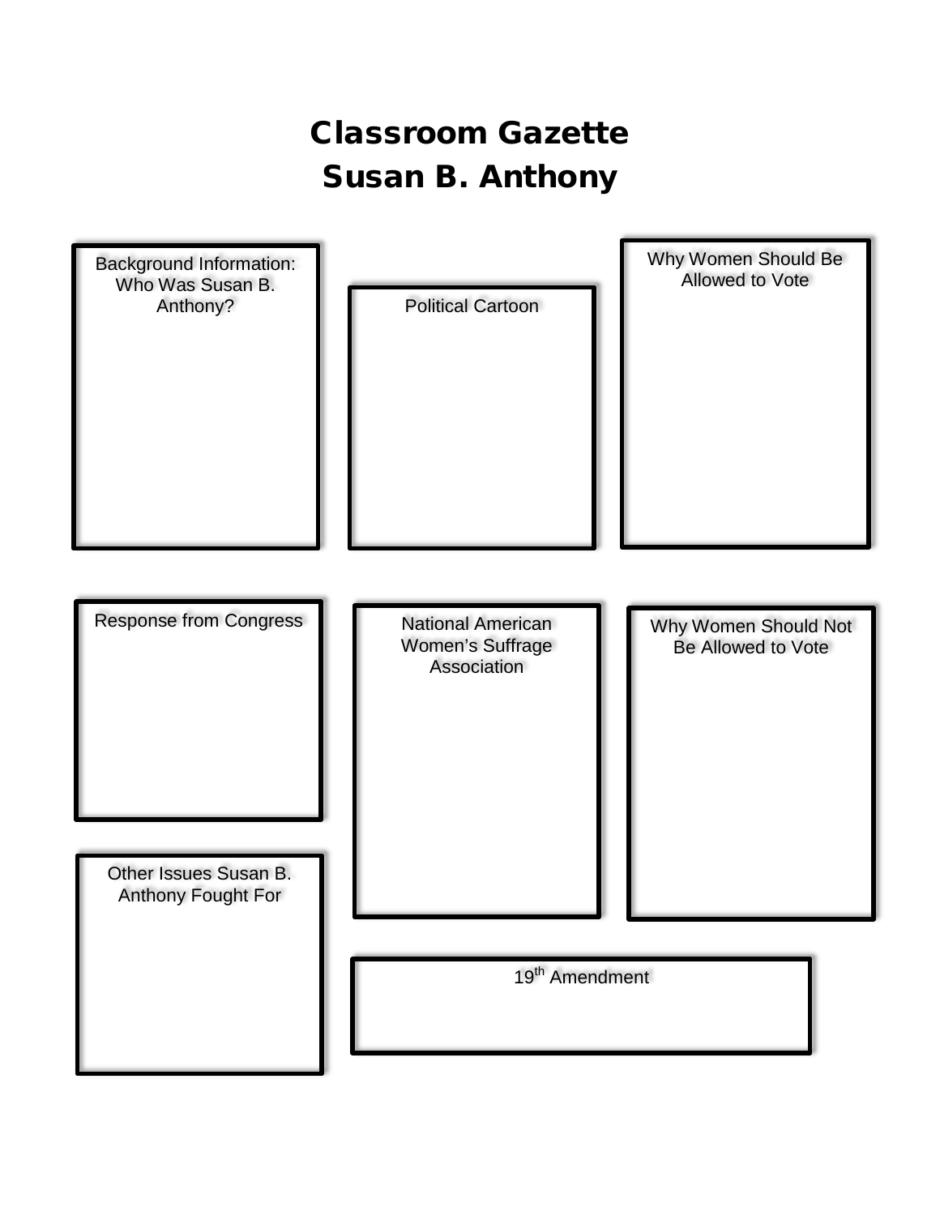# Classroom Gazette
# Susan B. Anthony

Background Information: Who Was Susan B. Anthony?

Political Cartoon

Why Women Should Be Allowed to Vote

Response from Congress

National American Women's Suffrage Association

Why Women Should Not Be Allowed to Vote

Other Issues Susan B. Anthony Fought For

19th Amendment